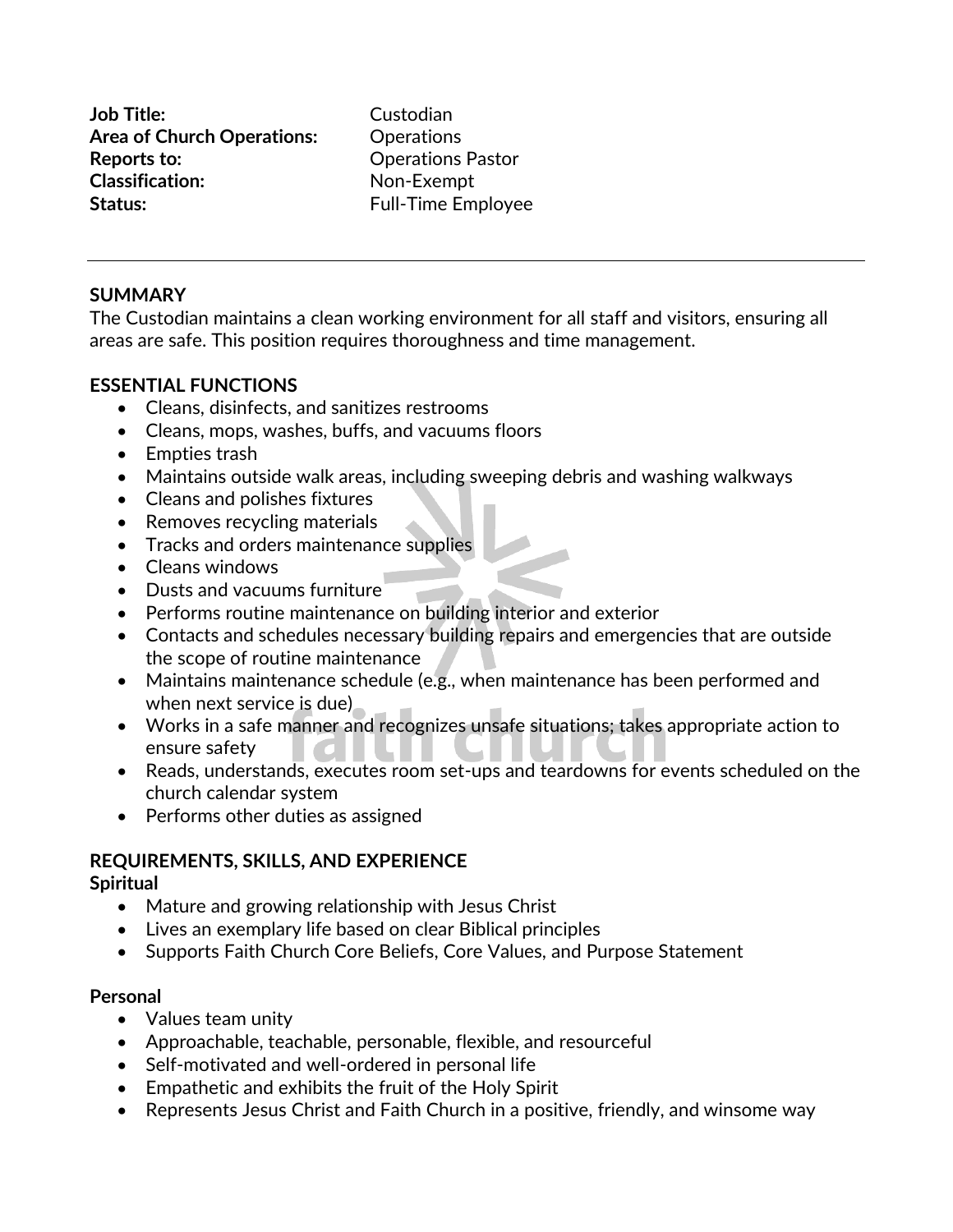**Job Title:** Custodian
**Area of Church Operations:** Operations
**Reports to:** Operations Pastor
**Classification:** Non-Exempt
**Status:** Full-Time Employee

---

## SUMMARY

The Custodian maintains a clean working environment for all staff and visitors, ensuring all areas are safe. This position requires thoroughness and time management.

## ESSENTIAL FUNCTIONS

- Cleans, disinfects, and sanitizes restrooms
- Cleans, mops, washes, buffs, and vacuums floors
- Empties trash
- Maintains outside walk areas, including sweeping debris and washing walkways
- Cleans and polishes fixtures
- Removes recycling materials
- Tracks and orders maintenance supplies
- Cleans windows
- Dusts and vacuums furniture
- Performs routine maintenance on building interior and exterior
- Contacts and schedules necessary building repairs and emergencies that are outside the scope of routine maintenance
- Maintains maintenance schedule (e.g., when maintenance has been performed and when next service is due)
- Works in a safe manner and recognizes unsafe situations; takes appropriate action to ensure safety
- Reads, understands, executes room set-ups and teardowns for events scheduled on the church calendar system
- Performs other duties as assigned

## REQUIREMENTS, SKILLS, AND EXPERIENCE

### Spiritual

- Mature and growing relationship with Jesus Christ
- Lives an exemplary life based on clear Biblical principles
- Supports Faith Church Core Beliefs, Core Values, and Purpose Statement

### Personal

- Values team unity
- Approachable, teachable, personable, flexible, and resourceful
- Self-motivated and well-ordered in personal life
- Empathetic and exhibits the fruit of the Holy Spirit
- Represents Jesus Christ and Faith Church in a positive, friendly, and winsome way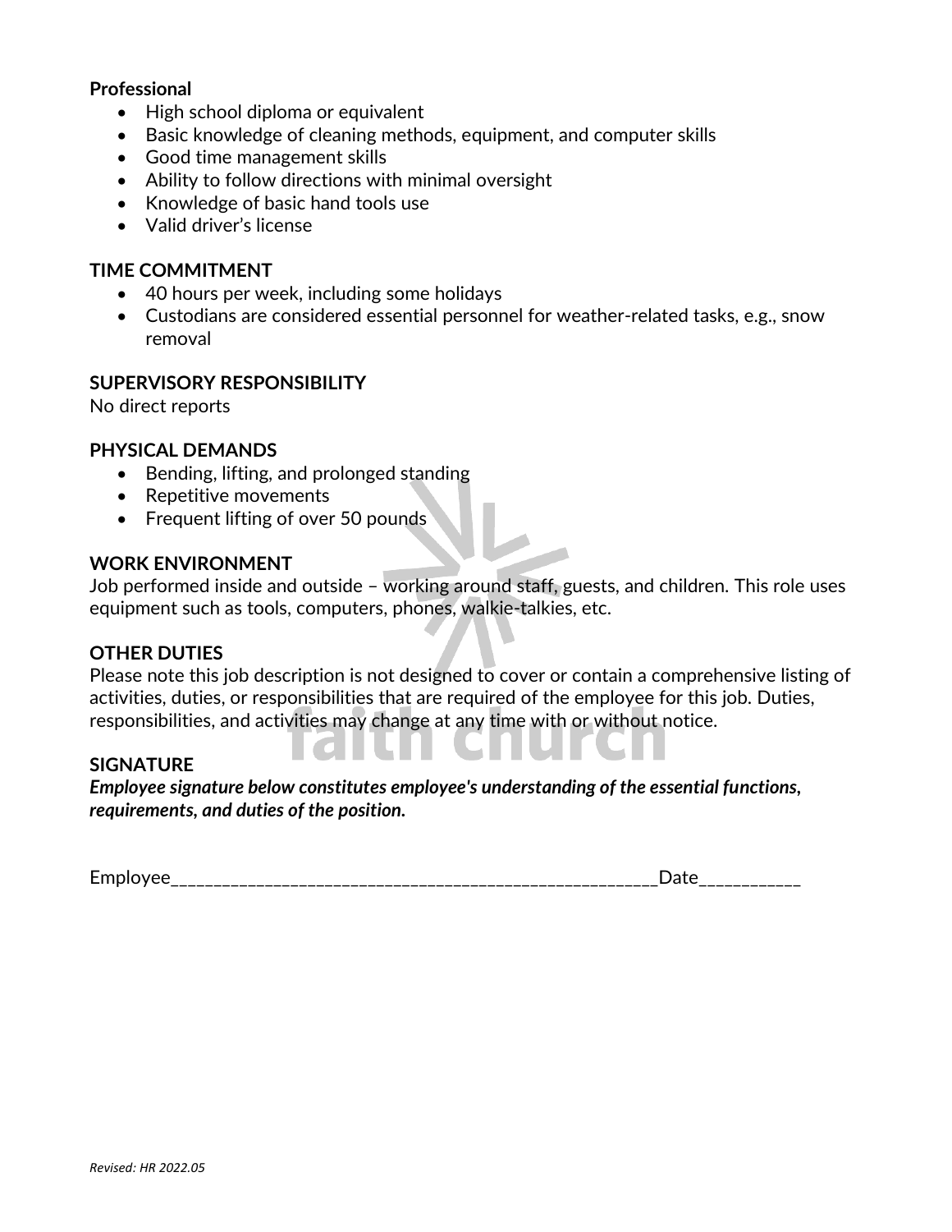**Professional**

- High school diploma or equivalent
- Basic knowledge of cleaning methods, equipment, and computer skills
- Good time management skills
- Ability to follow directions with minimal oversight
- Knowledge of basic hand tools use
- Valid driver's license

### TIME COMMITMENT

- 40 hours per week, including some holidays
- Custodians are considered essential personnel for weather-related tasks, e.g., snow removal

### SUPERVISORY RESPONSIBILITY

No direct reports

### PHYSICAL DEMANDS

- Bending, lifting, and prolonged standing
- Repetitive movements
- Frequent lifting of over 50 pounds

### WORK ENVIRONMENT

Job performed inside and outside – working around staff, guests, and children. This role uses equipment such as tools, computers, phones, walkie-talkies, etc.

### OTHER DUTIES

Please note this job description is not designed to cover or contain a comprehensive listing of activities, duties, or responsibilities that are required of the employee for this job. Duties, responsibilities, and activities may change at any time with or without notice.

### SIGNATURE

***Employee signature below constitutes employee's understanding of the essential functions, requirements, and duties of the position.***

Employee_________________________________________________________Date___________

*Revised: HR 2022.05*